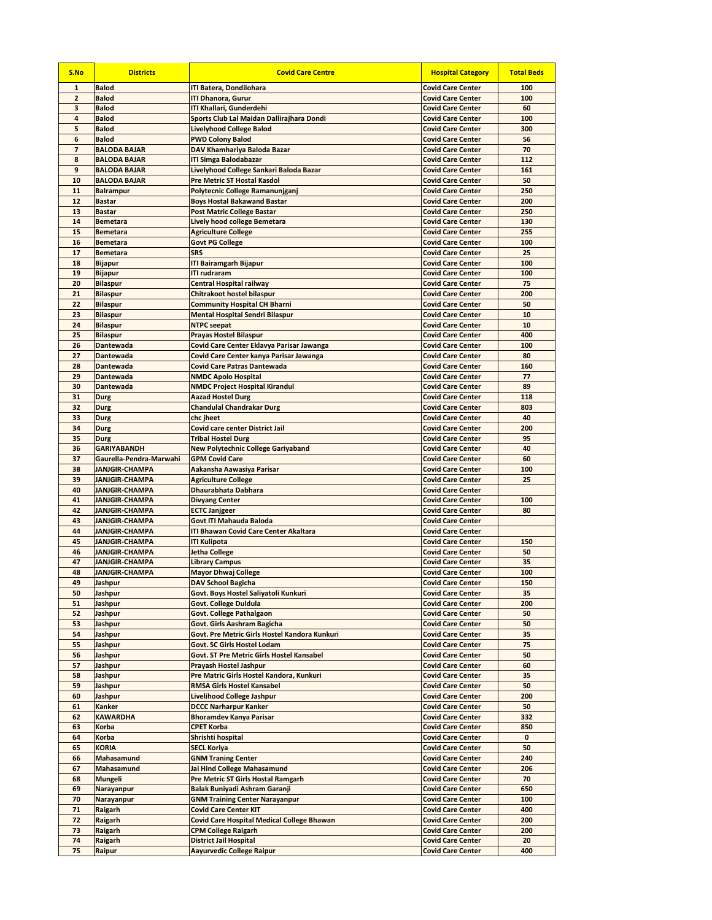| S.No | Districts | Covid Care Centre | Hospital Category | Total Beds |
|---|---|---|---|---|
| 1 | Balod | ITI Batera, Dondilohara | Covid Care Center | 100 |
| 2 | Balod | ITI Dhanora, Gurur | Covid Care Center | 100 |
| 3 | Balod | ITI Khallari, Gunderdehi | Covid Care Center | 60 |
| 4 | Balod | Sports Club Lal Maidan Dallirajhara Dondi | Covid Care Center | 100 |
| 5 | Balod | Livelyhood College Balod | Covid Care Center | 300 |
| 6 | Balod | PWD Colony Balod | Covid Care Center | 56 |
| 7 | BALODA BAJAR | DAV Khamhariya Baloda Bazar | Covid Care Center | 70 |
| 8 | BALODA BAJAR | ITI Simga Balodabazar | Covid Care Center | 112 |
| 9 | BALODA BAJAR | Livelyhood College Sankari Baloda Bazar | Covid Care Center | 161 |
| 10 | BALODA BAJAR | Pre Metric ST Hostal Kasdol | Covid Care Center | 50 |
| 11 | Balrampur | Polytecnic College Ramanunjganj | Covid Care Center | 250 |
| 12 | Bastar | Boys Hostal Bakawand Bastar | Covid Care Center | 200 |
| 13 | Bastar | Post Matric College Bastar | Covid Care Center | 250 |
| 14 | Bemetara | Lively hood college Bemetara | Covid Care Center | 130 |
| 15 | Bemetara | Agriculture College | Covid Care Center | 255 |
| 16 | Bemetara | Govt PG College | Covid Care Center | 100 |
| 17 | Bemetara | SRS | Covid Care Center | 25 |
| 18 | Bijapur | ITI Bairamgarh Bijapur | Covid Care Center | 100 |
| 19 | Bijapur | ITI rudraram | Covid Care Center | 100 |
| 20 | Bilaspur | Central Hospital railway | Covid Care Center | 75 |
| 21 | Bilaspur | Chitrakoot hostel bilaspur | Covid Care Center | 200 |
| 22 | Bilaspur | Community Hospital CH Bharni | Covid Care Center | 50 |
| 23 | Bilaspur | Mental Hospital Sendri Bilaspur | Covid Care Center | 10 |
| 24 | Bilaspur | NTPC seepat | Covid Care Center | 10 |
| 25 | Bilaspur | Prayas Hostel Bilaspur | Covid Care Center | 400 |
| 26 | Dantewada | Covid Care Center Eklavya Parisar Jawanga | Covid Care Center | 100 |
| 27 | Dantewada | Covid Care Center kanya Parisar Jawanga | Covid Care Center | 80 |
| 28 | Dantewada | Covid Care Patras Dantewada | Covid Care Center | 160 |
| 29 | Dantewada | NMDC Apolo Hospital | Covid Care Center | 77 |
| 30 | Dantewada | NMDC Project Hospital Kirandul | Covid Care Center | 89 |
| 31 | Durg | Aazad Hostel Durg | Covid Care Center | 118 |
| 32 | Durg | Chandulal Chandrakar Durg | Covid Care Center | 803 |
| 33 | Durg | chc jheet | Covid Care Center | 40 |
| 34 | Durg | Covid care center District Jail | Covid Care Center | 200 |
| 35 | Durg | Tribal Hostel Durg | Covid Care Center | 95 |
| 36 | GARIYABANDH | New Polytechnic College Gariyaband | Covid Care Center | 40 |
| 37 | Gaurella-Pendra-Marwahi | GPM Covid Care | Covid Care Center | 60 |
| 38 | JANJGIR-CHAMPA | Aakansha Aawasiya Parisar | Covid Care Center | 100 |
| 39 | JANJGIR-CHAMPA | Agriculture College | Covid Care Center | 25 |
| 40 | JANJGIR-CHAMPA | Dhaurabhata Dabhara | Covid Care Center | |
| 41 | JANJGIR-CHAMPA | Divyang Center | Covid Care Center | 100 |
| 42 | JANJGIR-CHAMPA | ECTC Janjgeer | Covid Care Center | 80 |
| 43 | JANJGIR-CHAMPA | Govt ITI Mahauda Baloda | Covid Care Center | |
| 44 | JANJGIR-CHAMPA | ITI Bhawan Covid Care Center Akaltara | Covid Care Center | |
| 45 | JANJGIR-CHAMPA | ITI Kulipota | Covid Care Center | 150 |
| 46 | JANJGIR-CHAMPA | Jetha College | Covid Care Center | 50 |
| 47 | JANJGIR-CHAMPA | Library Campus | Covid Care Center | 35 |
| 48 | JANJGIR-CHAMPA | Mayor Dhwaj College | Covid Care Center | 100 |
| 49 | Jashpur | DAV School Bagicha | Covid Care Center | 150 |
| 50 | Jashpur | Govt. Boys Hostel Saliyatoli Kunkuri | Covid Care Center | 35 |
| 51 | Jashpur | Govt. College Duldula | Covid Care Center | 200 |
| 52 | Jashpur | Govt. College Pathalgaon | Covid Care Center | 50 |
| 53 | Jashpur | Govt. Girls Aashram Bagicha | Covid Care Center | 50 |
| 54 | Jashpur | Govt. Pre Metric Girls Hostel Kandora Kunkuri | Covid Care Center | 35 |
| 55 | Jashpur | Govt. SC Girls Hostel Lodam | Covid Care Center | 75 |
| 56 | Jashpur | Govt. ST Pre Metric Girls Hostel Kansabel | Covid Care Center | 50 |
| 57 | Jashpur | Prayash Hostel Jashpur | Covid Care Center | 60 |
| 58 | Jashpur | Pre Matric Girls Hostel Kandora, Kunkuri | Covid Care Center | 35 |
| 59 | Jashpur | RMSA Girls Hostel Kansabel | Covid Care Center | 50 |
| 60 | Jashpur | Livelihood College Jashpur | Covid Care Center | 200 |
| 61 | Kanker | DCCC Narharpur Kanker | Covid Care Center | 50 |
| 62 | KAWARDHA | Bhoramdev Kanya Parisar | Covid Care Center | 332 |
| 63 | Korba | CPET Korba | Covid Care Center | 850 |
| 64 | Korba | Shrishti hospital | Covid Care Center | 0 |
| 65 | KORIA | SECL Koriya | Covid Care Center | 50 |
| 66 | Mahasamund | GNM Traning Center | Covid Care Center | 240 |
| 67 | Mahasamund | Jai Hind College Mahasamund | Covid Care Center | 206 |
| 68 | Mungeli | Pre Metric ST Girls Hostal Ramgarh | Covid Care Center | 70 |
| 69 | Narayanpur | Balak Buniyadi Ashram Garanji | Covid Care Center | 650 |
| 70 | Narayanpur | GNM Training Center Narayanpur | Covid Care Center | 100 |
| 71 | Raigarh | Covid Care Center KIT | Covid Care Center | 400 |
| 72 | Raigarh | Covid Care Hospital Medical College Bhawan | Covid Care Center | 200 |
| 73 | Raigarh | CPM College Raigarh | Covid Care Center | 200 |
| 74 | Raigarh | District Jail Hospital | Covid Care Center | 20 |
| 75 | Raipur | Aayurvedic College Raipur | Covid Care Center | 400 |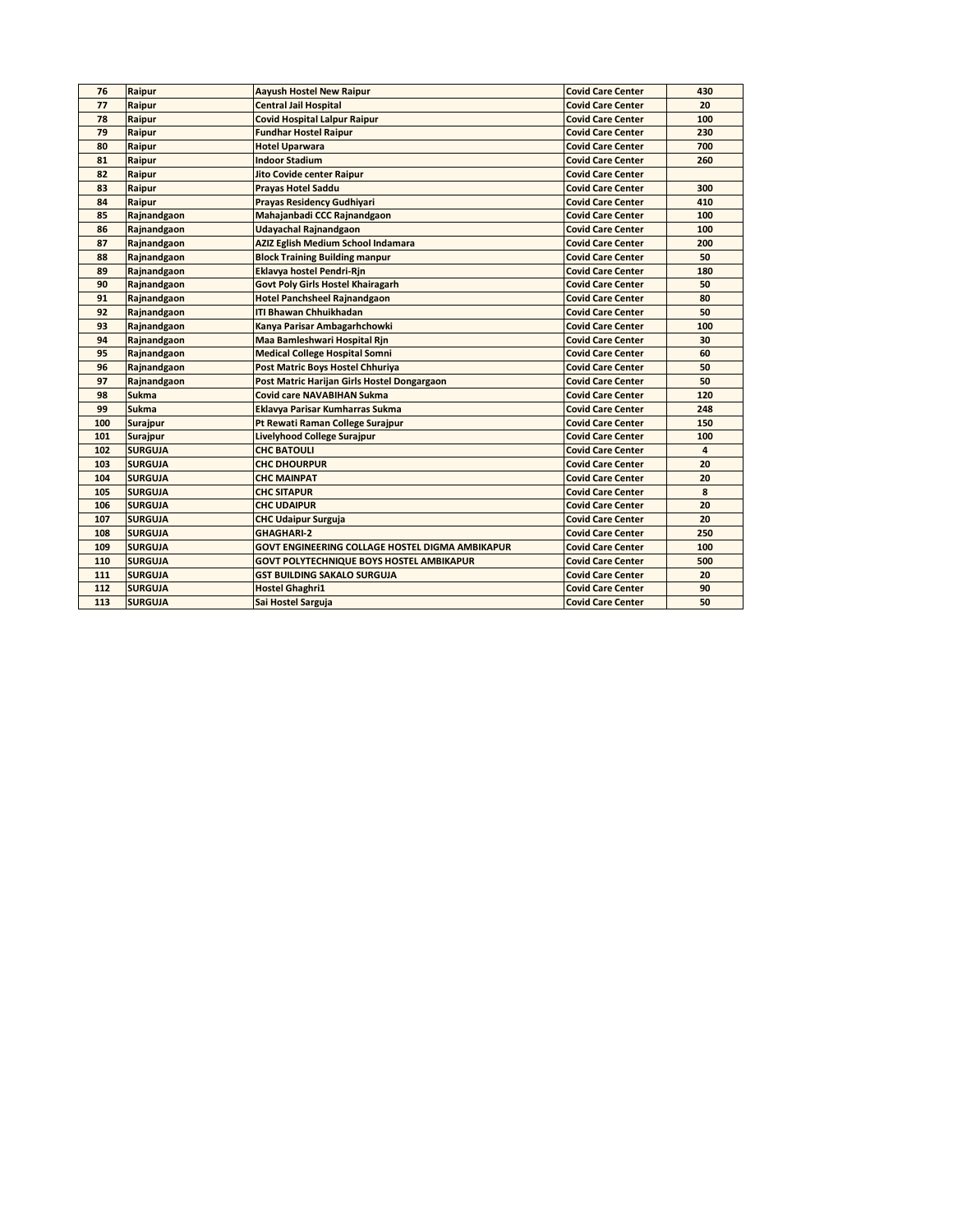| | | | | |
|---|---|---|---|---|
| 76 | Raipur | Aayush Hostel New Raipur | Covid Care Center | 430 |
| 77 | Raipur | Central Jail Hospital | Covid Care Center | 20 |
| 78 | Raipur | Covid Hospital Lalpur Raipur | Covid Care Center | 100 |
| 79 | Raipur | Fundhar Hostel Raipur | Covid Care Center | 230 |
| 80 | Raipur | Hotel Uparwara | Covid Care Center | 700 |
| 81 | Raipur | Indoor Stadium | Covid Care Center | 260 |
| 82 | Raipur | Jito Covide center Raipur | Covid Care Center | |
| 83 | Raipur | Prayas Hotel Saddu | Covid Care Center | 300 |
| 84 | Raipur | Prayas Residency Gudhiyari | Covid Care Center | 410 |
| 85 | Rajnandgaon | Mahajanbadi CCC Rajnandgaon | Covid Care Center | 100 |
| 86 | Rajnandgaon | Udayachal Rajnandgaon | Covid Care Center | 100 |
| 87 | Rajnandgaon | AZIZ Eglish Medium School Indamara | Covid Care Center | 200 |
| 88 | Rajnandgaon | Block Training Building manpur | Covid Care Center | 50 |
| 89 | Rajnandgaon | Eklavya hostel Pendri-Rjn | Covid Care Center | 180 |
| 90 | Rajnandgaon | Govt Poly Girls Hostel Khairagarh | Covid Care Center | 50 |
| 91 | Rajnandgaon | Hotel Panchsheel Rajnandgaon | Covid Care Center | 80 |
| 92 | Rajnandgaon | ITI Bhawan Chhuikhadan | Covid Care Center | 50 |
| 93 | Rajnandgaon | Kanya Parisar Ambagarhchowki | Covid Care Center | 100 |
| 94 | Rajnandgaon | Maa Bamleshwari Hospital Rjn | Covid Care Center | 30 |
| 95 | Rajnandgaon | Medical College Hospital Somni | Covid Care Center | 60 |
| 96 | Rajnandgaon | Post Matric Boys Hostel Chhuriya | Covid Care Center | 50 |
| 97 | Rajnandgaon | Post Matric Harijan Girls Hostel Dongargaon | Covid Care Center | 50 |
| 98 | Sukma | Covid care NAVABIHAN Sukma | Covid Care Center | 120 |
| 99 | Sukma | Eklavya Parisar Kumharras Sukma | Covid Care Center | 248 |
| 100 | Surajpur | Pt Rewati Raman College Surajpur | Covid Care Center | 150 |
| 101 | Surajpur | Livelyhood College Surajpur | Covid Care Center | 100 |
| 102 | SURGUJA | CHC BATOULI | Covid Care Center | 4 |
| 103 | SURGUJA | CHC DHOURPUR | Covid Care Center | 20 |
| 104 | SURGUJA | CHC MAINPAT | Covid Care Center | 20 |
| 105 | SURGUJA | CHC SITAPUR | Covid Care Center | 8 |
| 106 | SURGUJA | CHC UDAIPUR | Covid Care Center | 20 |
| 107 | SURGUJA | CHC Udaipur Surguja | Covid Care Center | 20 |
| 108 | SURGUJA | GHAGHARI-2 | Covid Care Center | 250 |
| 109 | SURGUJA | GOVT ENGINEERING COLLAGE HOSTEL DIGMA AMBIKAPUR | Covid Care Center | 100 |
| 110 | SURGUJA | GOVT POLYTECHNIQUE BOYS HOSTEL AMBIKAPUR | Covid Care Center | 500 |
| 111 | SURGUJA | GST BUILDING SAKALO SURGUJA | Covid Care Center | 20 |
| 112 | SURGUJA | Hostel Ghaghri1 | Covid Care Center | 90 |
| 113 | SURGUJA | Sai Hostel Sarguja | Covid Care Center | 50 |